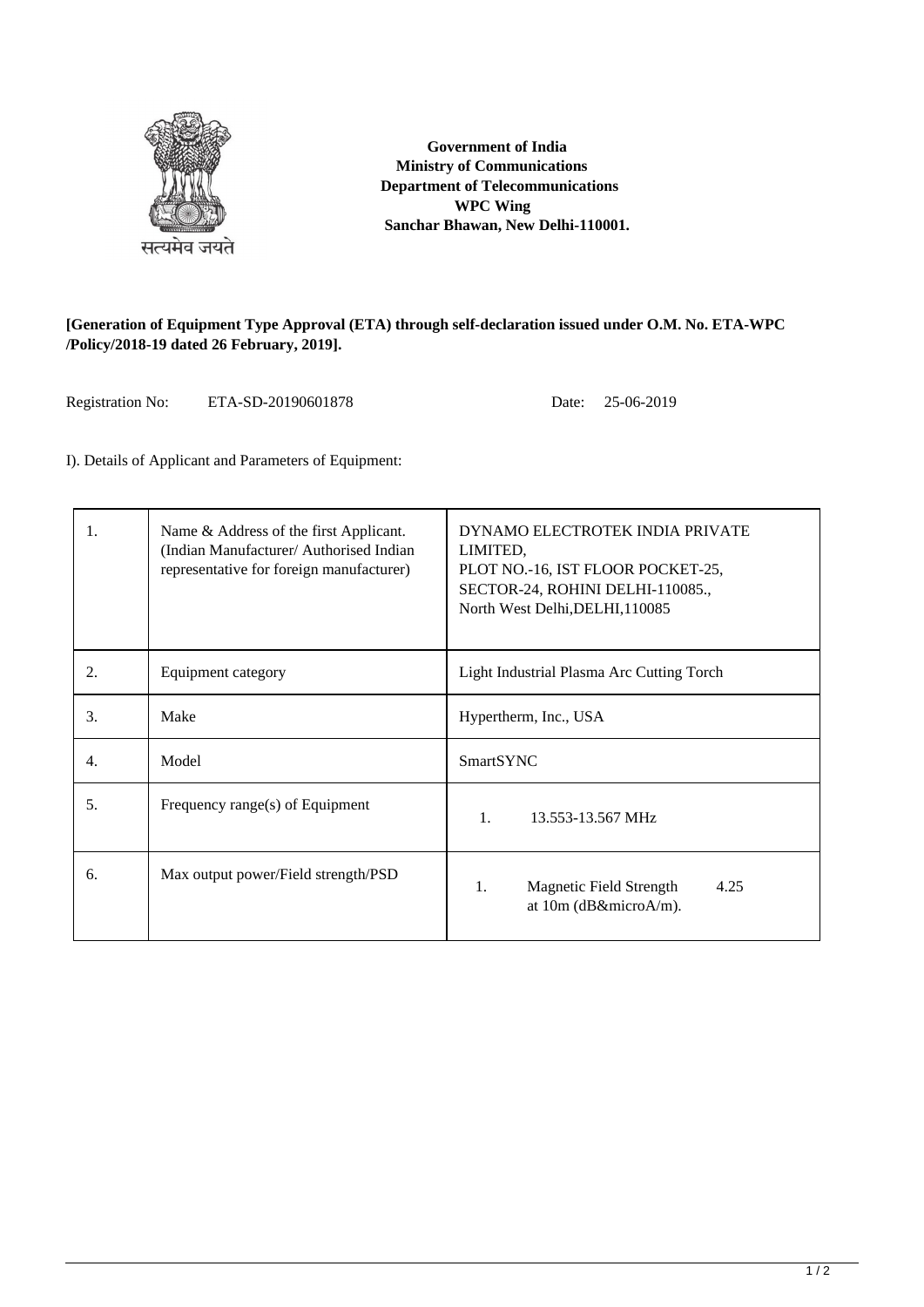सत्यमेव जयते

**Government of India**
**Ministry of Communications**
**Department of Telecommunications**
**WPC Wing**
**Sanchar Bhawan, New Delhi-110001.**

**[Generation of Equipment Type Approval (ETA) through self-declaration issued under O.M. No. ETA-WPC /Policy/2018-19 dated 26 February, 2019].**

Registration No: ETA-SD-20190601878 Date: 25-06-2019

I). Details of Applicant and Parameters of Equipment:

| | | |
|---|---|---|
| 1. | Name & Address of the first Applicant. (Indian Manufacturer/ Authorised Indian representative for foreign manufacturer) | DYNAMO ELECTROTEK INDIA PRIVATE LIMITED, PLOT NO.-16, IST FLOOR POCKET-25, SECTOR-24, ROHINI DELHI-110085., North West Delhi,DELHI,110085 |
| 2. | Equipment category | Light Industrial Plasma Arc Cutting Torch |
| 3. | Make | Hypertherm, Inc., USA |
| 4. | Model | SmartSYNC |
| 5. | Frequency range(s) of Equipment | 1. 13.553-13.567 MHz |
| 6. | Max output power/Field strength/PSD | 1. Magnetic Field Strength at 10m (dB&microA/m). 4.25 |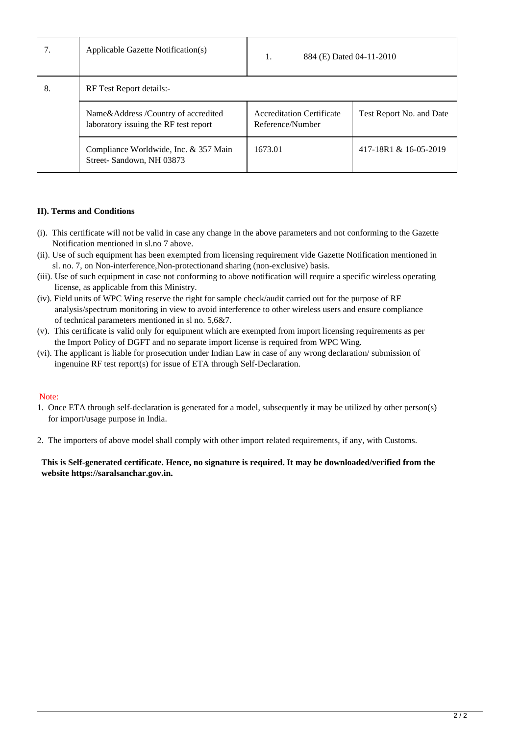| | | | |
|---|---|---|---|
| 7. | Applicable Gazette Notification(s) | 1. 884 (E) Dated 04-11-2010 | |
| 8. | RF Test Report details:- | | |
| | Name&Address /Country of accredited laboratory issuing the RF test report | Accreditation Certificate Reference/Number | Test Report No. and Date |
| | Compliance Worldwide, Inc. & 357 Main Street- Sandown, NH 03873 | 1673.01 | 417-18R1 & 16-05-2019 |

**II). Terms and Conditions**

(i). This certificate will not be valid in case any change in the above parameters and not conforming to the Gazette Notification mentioned in sl.no 7 above.

(ii). Use of such equipment has been exempted from licensing requirement vide Gazette Notification mentioned in sl. no. 7, on Non-interference,Non-protectionand sharing (non-exclusive) basis.

(iii). Use of such equipment in case not conforming to above notification will require a specific wireless operating license, as applicable from this Ministry.

(iv). Field units of WPC Wing reserve the right for sample check/audit carried out for the purpose of RF analysis/spectrum monitoring in view to avoid interference to other wireless users and ensure compliance of technical parameters mentioned in sl no. 5,6&7.

(v). This certificate is valid only for equipment which are exempted from import licensing requirements as per the Import Policy of DGFT and no separate import license is required from WPC Wing.

(vi). The applicant is liable for prosecution under Indian Law in case of any wrong declaration/ submission of ingenuine RF test report(s) for issue of ETA through Self-Declaration.

Note:

1. Once ETA through self-declaration is generated for a model, subsequently it may be utilized by other person(s) for import/usage purpose in India.
2. The importers of above model shall comply with other import related requirements, if any, with Customs.

**This is Self-generated certificate. Hence, no signature is required. It may be downloaded/verified from the website https://saralsanchar.gov.in.**